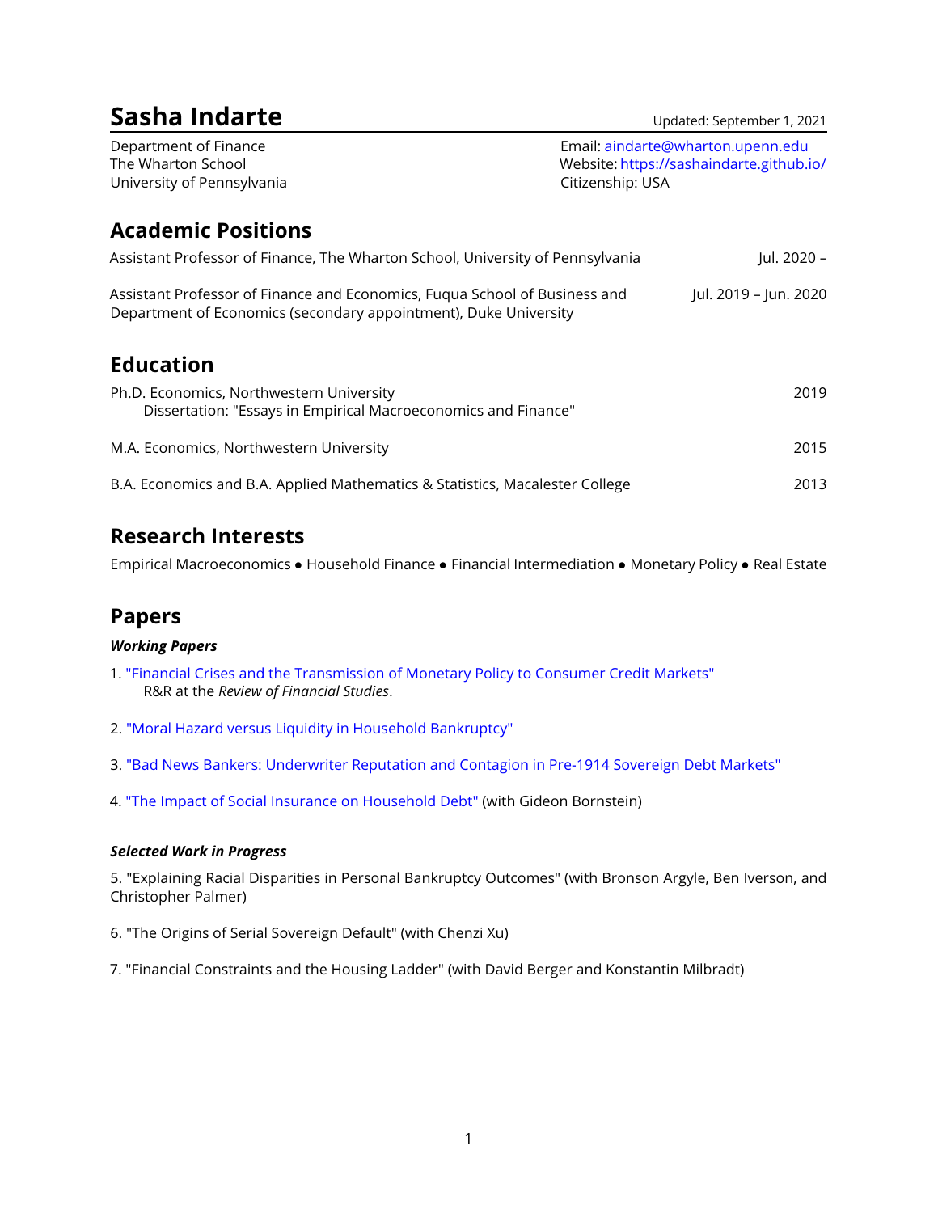# Sasha Indarte

Updated: September 1, 2021

Department of Finance
The Wharton School
University of Pennsylvania

Email: aindarte@wharton.upenn.edu
Website: https://sashaindarte.github.io/
Citizenship: USA

## Academic Positions

Assistant Professor of Finance, The Wharton School, University of Pennsylvania — Jul. 2020 –

Assistant Professor of Finance and Economics, Fuqua School of Business and Department of Economics (secondary appointment), Duke University — Jul. 2019 – Jun. 2020

## Education

Ph.D. Economics, Northwestern University — 2019
Dissertation: "Essays in Empirical Macroeconomics and Finance"

M.A. Economics, Northwestern University — 2015

B.A. Economics and B.A. Applied Mathematics & Statistics, Macalester College — 2013

## Research Interests

Empirical Macroeconomics • Household Finance • Financial Intermediation • Monetary Policy • Real Estate

## Papers

### *Working Papers*

1. "Financial Crises and the Transmission of Monetary Policy to Consumer Credit Markets"
   R&R at the *Review of Financial Studies*.

2. "Moral Hazard versus Liquidity in Household Bankruptcy"

3. "Bad News Bankers: Underwriter Reputation and Contagion in Pre-1914 Sovereign Debt Markets"

4. "The Impact of Social Insurance on Household Debt" (with Gideon Bornstein)

### *Selected Work in Progress*

5. "Explaining Racial Disparities in Personal Bankruptcy Outcomes" (with Bronson Argyle, Ben Iverson, and Christopher Palmer)

6. "The Origins of Serial Sovereign Default" (with Chenzi Xu)

7. "Financial Constraints and the Housing Ladder" (with David Berger and Konstantin Milbradt)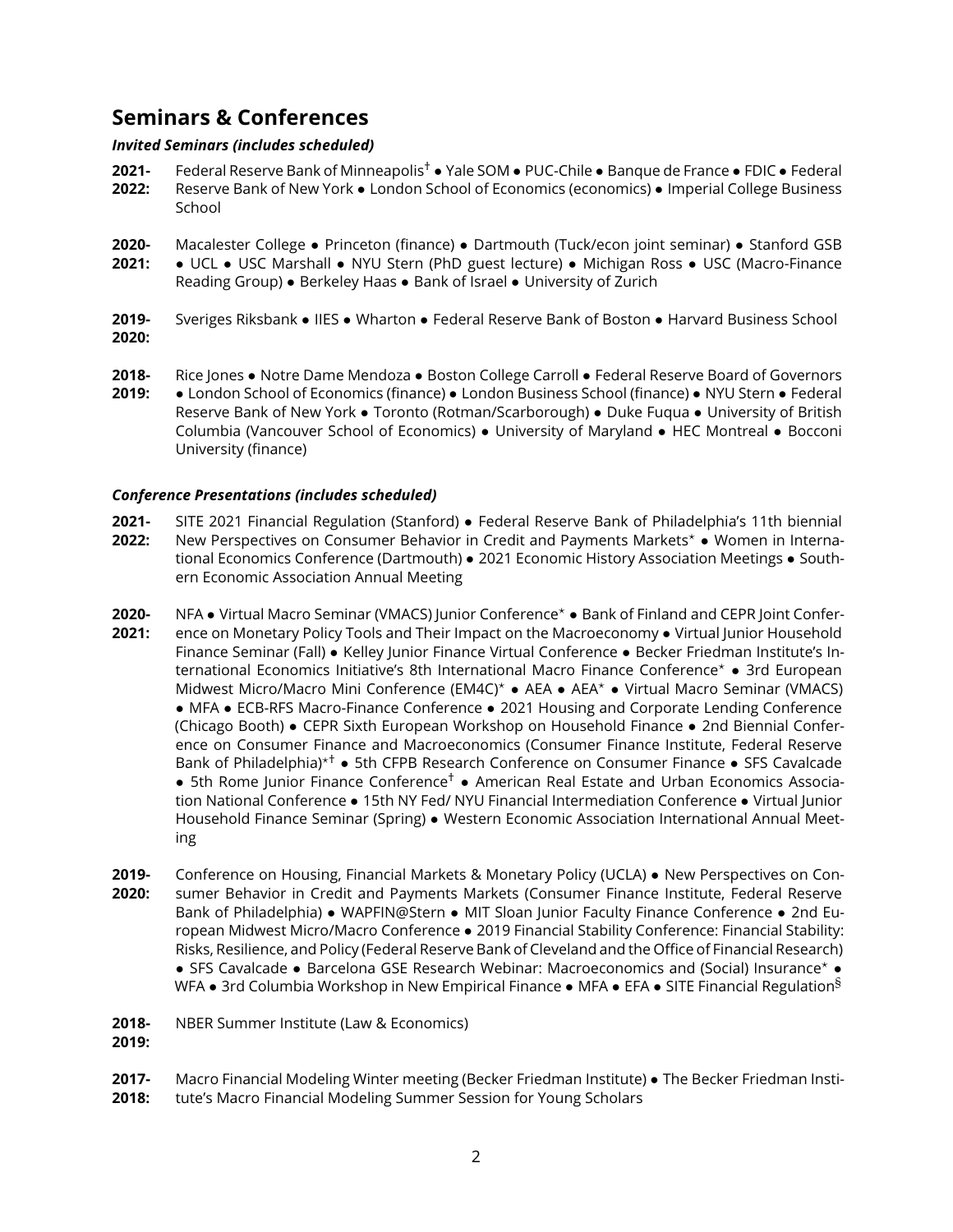## Seminars & Conferences

### *Invited Seminars (includes scheduled)*

**2021-2022:** Federal Reserve Bank of Minneapolis† • Yale SOM • PUC-Chile • Banque de France • FDIC • Federal Reserve Bank of New York • London School of Economics (economics) • Imperial College Business School

**2020-2021:** Macalester College • Princeton (finance) • Dartmouth (Tuck/econ joint seminar) • Stanford GSB • UCL • USC Marshall • NYU Stern (PhD guest lecture) • Michigan Ross • USC (Macro-Finance Reading Group) • Berkeley Haas • Bank of Israel • University of Zurich

**2019-2020:** Sveriges Riksbank • IIES • Wharton • Federal Reserve Bank of Boston • Harvard Business School

**2018-2019:** Rice Jones • Notre Dame Mendoza • Boston College Carroll • Federal Reserve Board of Governors • London School of Economics (finance) • London Business School (finance) • NYU Stern • Federal Reserve Bank of New York • Toronto (Rotman/Scarborough) • Duke Fuqua • University of British Columbia (Vancouver School of Economics) • University of Maryland • HEC Montreal • Bocconi University (finance)

### *Conference Presentations (includes scheduled)*

**2021-2022:** SITE 2021 Financial Regulation (Stanford) • Federal Reserve Bank of Philadelphia's 11th biennial New Perspectives on Consumer Behavior in Credit and Payments Markets* • Women in International Economics Conference (Dartmouth) • 2021 Economic History Association Meetings • Southern Economic Association Annual Meeting

**2020-2021:** NFA • Virtual Macro Seminar (VMACS) Junior Conference* • Bank of Finland and CEPR Joint Conference on Monetary Policy Tools and Their Impact on the Macroeconomy • Virtual Junior Household Finance Seminar (Fall) • Kelley Junior Finance Virtual Conference • Becker Friedman Institute's International Economics Initiative's 8th International Macro Finance Conference* • 3rd European Midwest Micro/Macro Mini Conference (EM4C)* • AEA • AEA* • Virtual Macro Seminar (VMACS) • MFA • ECB-RFS Macro-Finance Conference • 2021 Housing and Corporate Lending Conference (Chicago Booth) • CEPR Sixth European Workshop on Household Finance • 2nd Biennial Conference on Consumer Finance and Macroeconomics (Consumer Finance Institute, Federal Reserve Bank of Philadelphia)*† • 5th CFPB Research Conference on Consumer Finance • SFS Cavalcade • 5th Rome Junior Finance Conference† • American Real Estate and Urban Economics Association National Conference • 15th NY Fed/ NYU Financial Intermediation Conference • Virtual Junior Household Finance Seminar (Spring) • Western Economic Association International Annual Meeting

**2019-2020:** Conference on Housing, Financial Markets & Monetary Policy (UCLA) • New Perspectives on Consumer Behavior in Credit and Payments Markets (Consumer Finance Institute, Federal Reserve Bank of Philadelphia) • WAPFIN@Stern • MIT Sloan Junior Faculty Finance Conference • 2nd European Midwest Micro/Macro Conference • 2019 Financial Stability Conference: Financial Stability: Risks, Resilience, and Policy (Federal Reserve Bank of Cleveland and the Office of Financial Research) • SFS Cavalcade • Barcelona GSE Research Webinar: Macroeconomics and (Social) Insurance* • WFA • 3rd Columbia Workshop in New Empirical Finance • MFA • EFA • SITE Financial Regulation§

**2018-2019:** NBER Summer Institute (Law & Economics)

**2017-2018:** Macro Financial Modeling Winter meeting (Becker Friedman Institute) • The Becker Friedman Institute's Macro Financial Modeling Summer Session for Young Scholars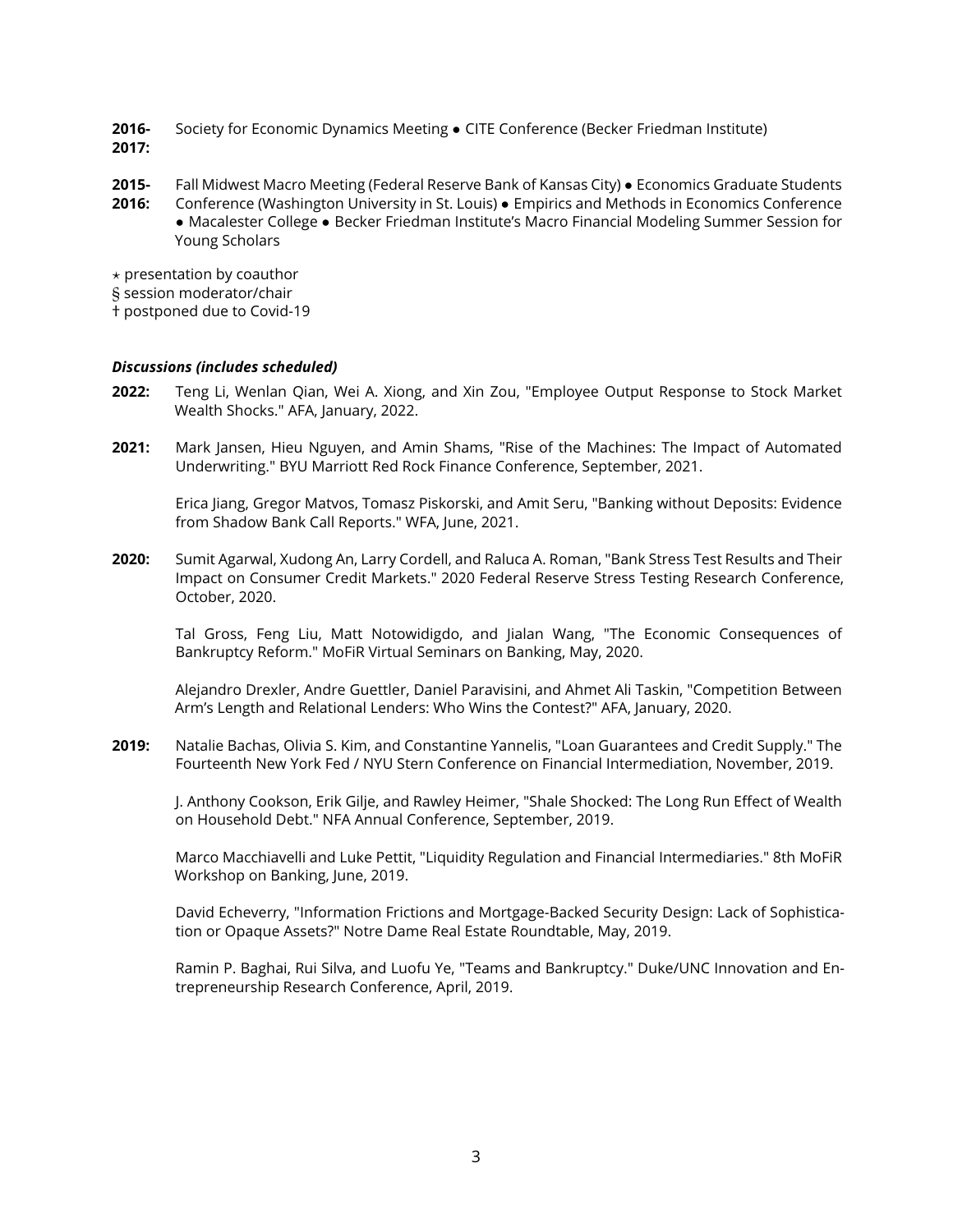**2016-2017:** Society for Economic Dynamics Meeting • CITE Conference (Becker Friedman Institute)

**2015-2016:** Fall Midwest Macro Meeting (Federal Reserve Bank of Kansas City) • Economics Graduate Students Conference (Washington University in St. Louis) • Empirics and Methods in Economics Conference • Macalester College • Becker Friedman Institute's Macro Financial Modeling Summer Session for Young Scholars

⋆ presentation by coauthor
§ session moderator/chair
† postponed due to Covid-19

***Discussions (includes scheduled)***

**2022:** Teng Li, Wenlan Qian, Wei A. Xiong, and Xin Zou, "Employee Output Response to Stock Market Wealth Shocks." AFA, January, 2022.

**2021:** Mark Jansen, Hieu Nguyen, and Amin Shams, "Rise of the Machines: The Impact of Automated Underwriting." BYU Marriott Red Rock Finance Conference, September, 2021.

Erica Jiang, Gregor Matvos, Tomasz Piskorski, and Amit Seru, "Banking without Deposits: Evidence from Shadow Bank Call Reports." WFA, June, 2021.

**2020:** Sumit Agarwal, Xudong An, Larry Cordell, and Raluca A. Roman, "Bank Stress Test Results and Their Impact on Consumer Credit Markets." 2020 Federal Reserve Stress Testing Research Conference, October, 2020.

Tal Gross, Feng Liu, Matt Notowidigdo, and Jialan Wang, "The Economic Consequences of Bankruptcy Reform." MoFiR Virtual Seminars on Banking, May, 2020.

Alejandro Drexler, Andre Guettler, Daniel Paravisini, and Ahmet Ali Taskin, "Competition Between Arm's Length and Relational Lenders: Who Wins the Contest?" AFA, January, 2020.

**2019:** Natalie Bachas, Olivia S. Kim, and Constantine Yannelis, "Loan Guarantees and Credit Supply." The Fourteenth New York Fed / NYU Stern Conference on Financial Intermediation, November, 2019.

J. Anthony Cookson, Erik Gilje, and Rawley Heimer, "Shale Shocked: The Long Run Effect of Wealth on Household Debt." NFA Annual Conference, September, 2019.

Marco Macchiavelli and Luke Pettit, "Liquidity Regulation and Financial Intermediaries." 8th MoFiR Workshop on Banking, June, 2019.

David Echeverry, "Information Frictions and Mortgage-Backed Security Design: Lack of Sophistication or Opaque Assets?" Notre Dame Real Estate Roundtable, May, 2019.

Ramin P. Baghai, Rui Silva, and Luofu Ye, "Teams and Bankruptcy." Duke/UNC Innovation and Entrepreneurship Research Conference, April, 2019.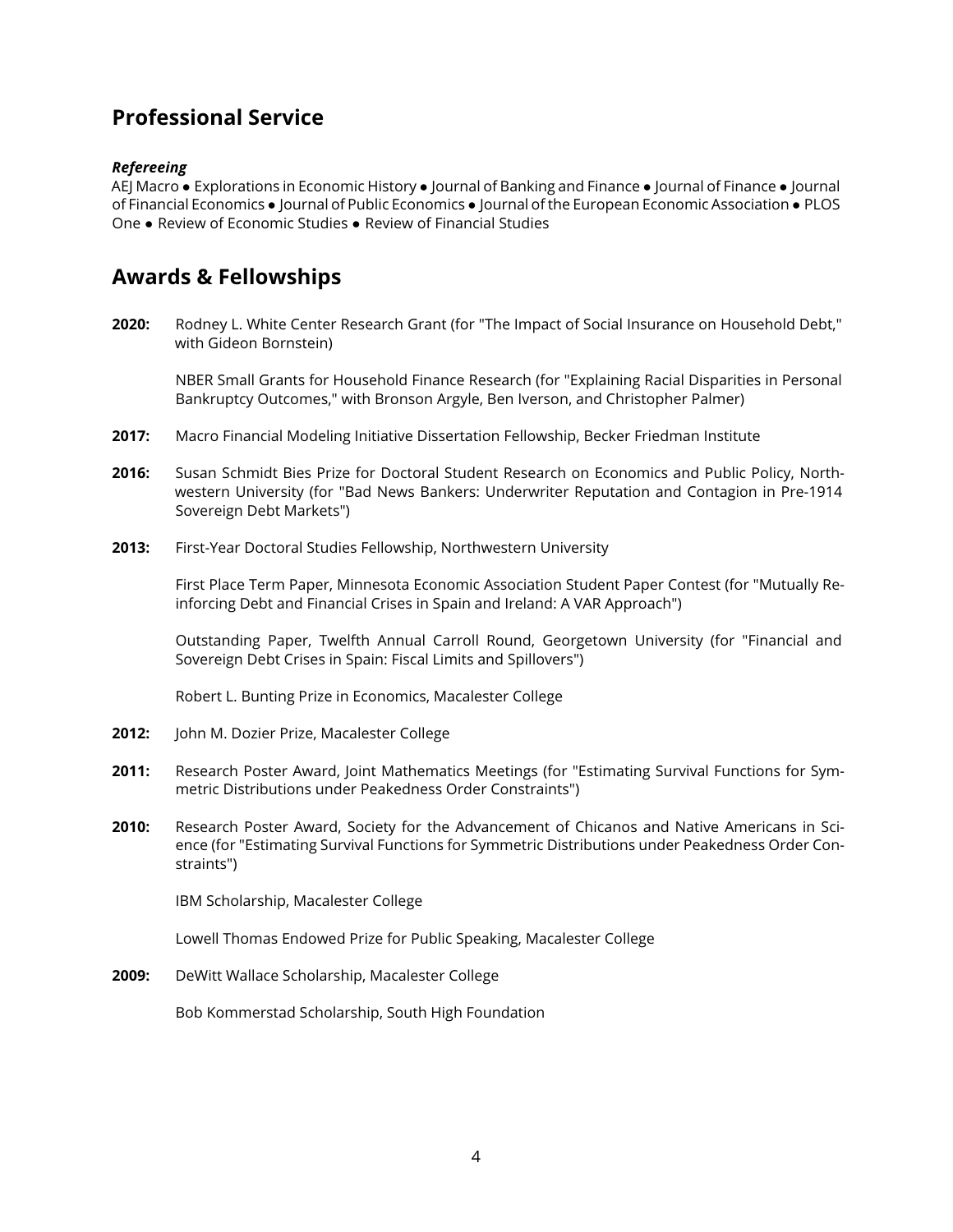## Professional Service

***Refereeing***

AEJ Macro ● Explorations in Economic History ● Journal of Banking and Finance ● Journal of Finance ● Journal of Financial Economics ● Journal of Public Economics ● Journal of the European Economic Association ● PLOS One ● Review of Economic Studies ● Review of Financial Studies

## Awards & Fellowships

**2020:** Rodney L. White Center Research Grant (for "The Impact of Social Insurance on Household Debt," with Gideon Bornstein)

NBER Small Grants for Household Finance Research (for "Explaining Racial Disparities in Personal Bankruptcy Outcomes," with Bronson Argyle, Ben Iverson, and Christopher Palmer)

**2017:** Macro Financial Modeling Initiative Dissertation Fellowship, Becker Friedman Institute

**2016:** Susan Schmidt Bies Prize for Doctoral Student Research on Economics and Public Policy, Northwestern University (for "Bad News Bankers: Underwriter Reputation and Contagion in Pre-1914 Sovereign Debt Markets")

**2013:** First-Year Doctoral Studies Fellowship, Northwestern University

First Place Term Paper, Minnesota Economic Association Student Paper Contest (for "Mutually Reinforcing Debt and Financial Crises in Spain and Ireland: A VAR Approach")

Outstanding Paper, Twelfth Annual Carroll Round, Georgetown University (for "Financial and Sovereign Debt Crises in Spain: Fiscal Limits and Spillovers")

Robert L. Bunting Prize in Economics, Macalester College

**2012:** John M. Dozier Prize, Macalester College

**2011:** Research Poster Award, Joint Mathematics Meetings (for "Estimating Survival Functions for Symmetric Distributions under Peakedness Order Constraints")

**2010:** Research Poster Award, Society for the Advancement of Chicanos and Native Americans in Science (for "Estimating Survival Functions for Symmetric Distributions under Peakedness Order Constraints")

IBM Scholarship, Macalester College

Lowell Thomas Endowed Prize for Public Speaking, Macalester College

**2009:** DeWitt Wallace Scholarship, Macalester College

Bob Kommerstad Scholarship, South High Foundation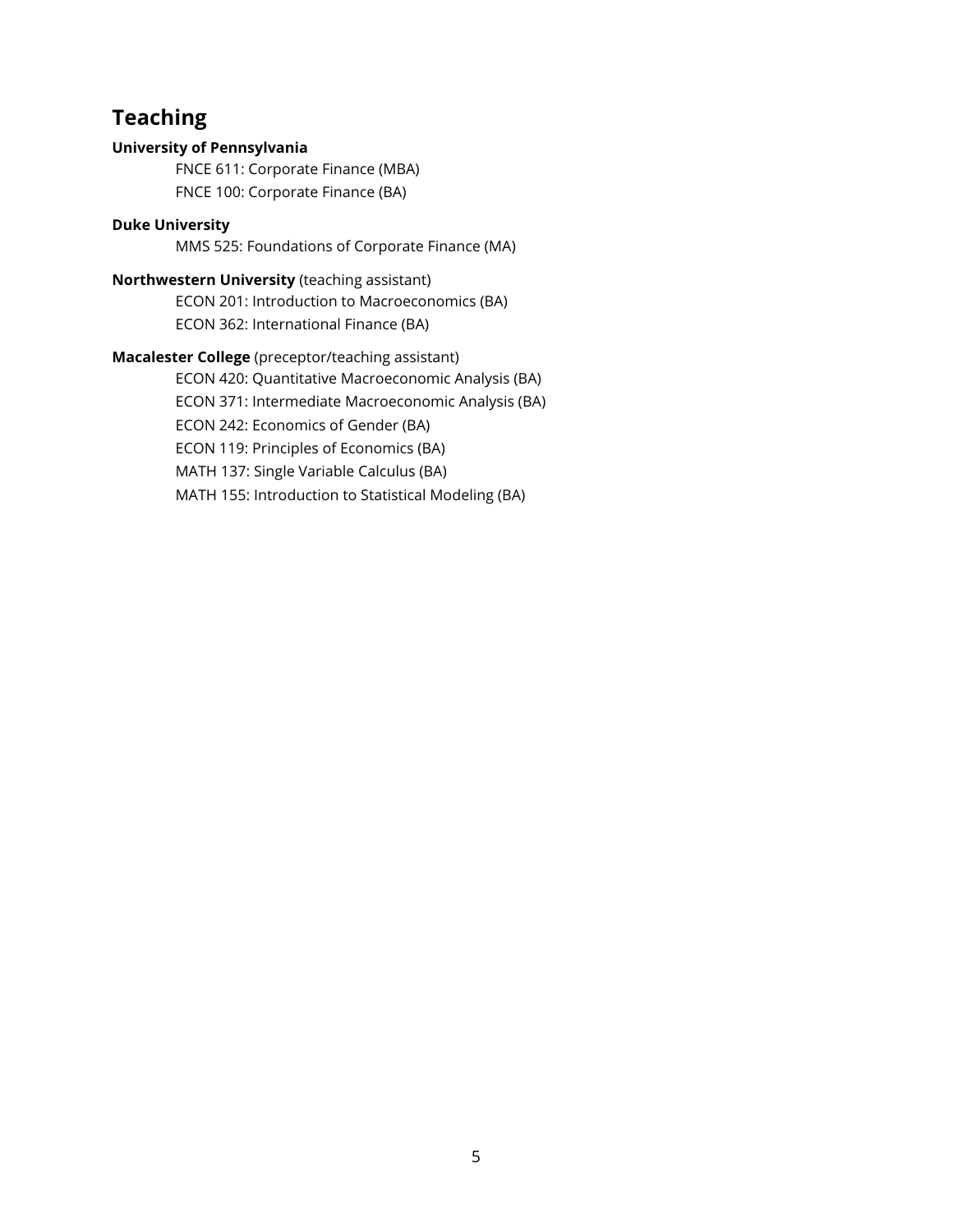## Teaching

**University of Pennsylvania**

FNCE 611: Corporate Finance (MBA)

FNCE 100: Corporate Finance (BA)

**Duke University**

MMS 525: Foundations of Corporate Finance (MA)

**Northwestern University** (teaching assistant)

ECON 201: Introduction to Macroeconomics (BA)

ECON 362: International Finance (BA)

**Macalester College** (preceptor/teaching assistant)

ECON 420: Quantitative Macroeconomic Analysis (BA)

ECON 371: Intermediate Macroeconomic Analysis (BA)

ECON 242: Economics of Gender (BA)

ECON 119: Principles of Economics (BA)

MATH 137: Single Variable Calculus (BA)

MATH 155: Introduction to Statistical Modeling (BA)